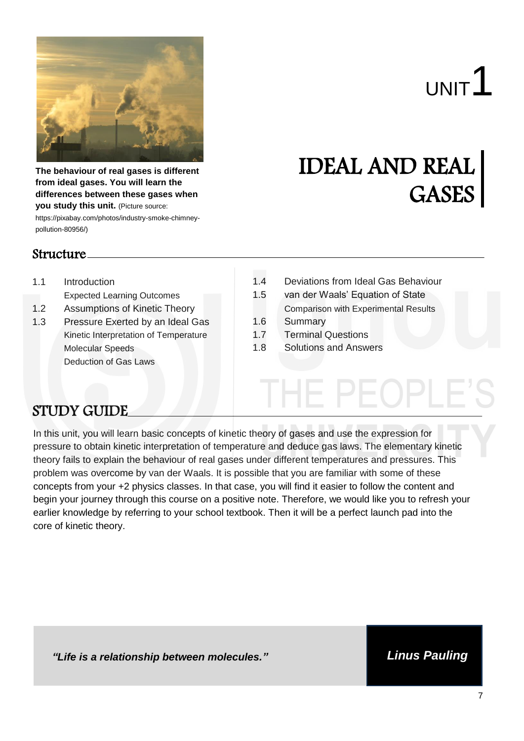The behaviour of real gases is different from ideal gases. You will learn the differences between these gases when you study this unit. (Picture source: https://pixabay.com/photos/industry-smoke-chimney-pollution-80956/)

# UNIT 1

# IDEAL AND REAL GASES

## Structure

1.1 Introduction
  Expected Learning Outcomes

1.2 Assumptions of Kinetic Theory

1.3 Pressure Exerted by an Ideal Gas
  Kinetic Interpretation of Temperature
  Molecular Speeds
  Deduction of Gas Laws

1.4 Deviations from Ideal Gas Behaviour

1.5 van der Waals' Equation of State
  Comparison with Experimental Results

1.6 Summary

1.7 Terminal Questions

1.8 Solutions and Answers

## STUDY GUIDE

In this unit, you will learn basic concepts of kinetic theory of gases and use the expression for pressure to obtain kinetic interpretation of temperature and deduce gas laws. The elementary kinetic theory fails to explain the behaviour of real gases under different temperatures and pressures. This problem was overcome by van der Waals. It is possible that you are familiar with some of these concepts from your +2 physics classes. In that case, you will find it easier to follow the content and begin your journey through this course on a positive note. Therefore, we would like you to refresh your earlier knowledge by referring to your school textbook. Then it will be a perfect launch pad into the core of kinetic theory.

*"Life is a relationship between molecules."* — ***Linus Pauling***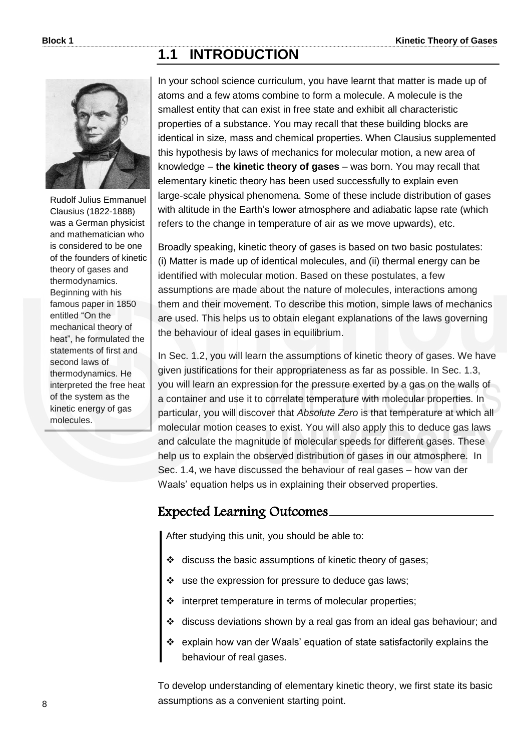## 1.1 INTRODUCTION

Rudolf Julius Emmanuel Clausius (1822-1888) was a German physicist and mathematician who is considered to be one of the founders of kinetic theory of gases and thermodynamics. Beginning with his famous paper in 1850 entitled "On the mechanical theory of heat", he formulated the statements of first and second laws of thermodynamics. He interpreted the free heat of the system as the kinetic energy of gas molecules.

In your school science curriculum, you have learnt that matter is made up of atoms and a few atoms combine to form a molecule. A molecule is the smallest entity that can exist in free state and exhibit all characteristic properties of a substance. You may recall that these building blocks are identical in size, mass and chemical properties. When Clausius supplemented this hypothesis by laws of mechanics for molecular motion, a new area of knowledge – **the kinetic theory of gases** – was born. You may recall that elementary kinetic theory has been used successfully to explain even large-scale physical phenomena. Some of these include distribution of gases with altitude in the Earth's lower atmosphere and adiabatic lapse rate (which refers to the change in temperature of air as we move upwards), etc.

Broadly speaking, kinetic theory of gases is based on two basic postulates: (i) Matter is made up of identical molecules, and (ii) thermal energy can be identified with molecular motion. Based on these postulates, a few assumptions are made about the nature of molecules, interactions among them and their movement. To describe this motion, simple laws of mechanics are used. This helps us to obtain elegant explanations of the laws governing the behaviour of ideal gases in equilibrium.

In Sec. 1.2, you will learn the assumptions of kinetic theory of gases. We have given justifications for their appropriateness as far as possible. In Sec. 1.3, you will learn an expression for the pressure exerted by a gas on the walls of a container and use it to correlate temperature with molecular properties. In particular, you will discover that *Absolute Zero* is that temperature at which all molecular motion ceases to exist. You will also apply this to deduce gas laws and calculate the magnitude of molecular speeds for different gases. These help us to explain the observed distribution of gases in our atmosphere. In Sec. 1.4, we have discussed the behaviour of real gases – how van der Waals' equation helps us in explaining their observed properties.

### Expected Learning Outcomes

After studying this unit, you should be able to:

- discuss the basic assumptions of kinetic theory of gases;
- use the expression for pressure to deduce gas laws;
- interpret temperature in terms of molecular properties;
- discuss deviations shown by a real gas from an ideal gas behaviour; and
- explain how van der Waals' equation of state satisfactorily explains the behaviour of real gases.

To develop understanding of elementary kinetic theory, we first state its basic assumptions as a convenient starting point.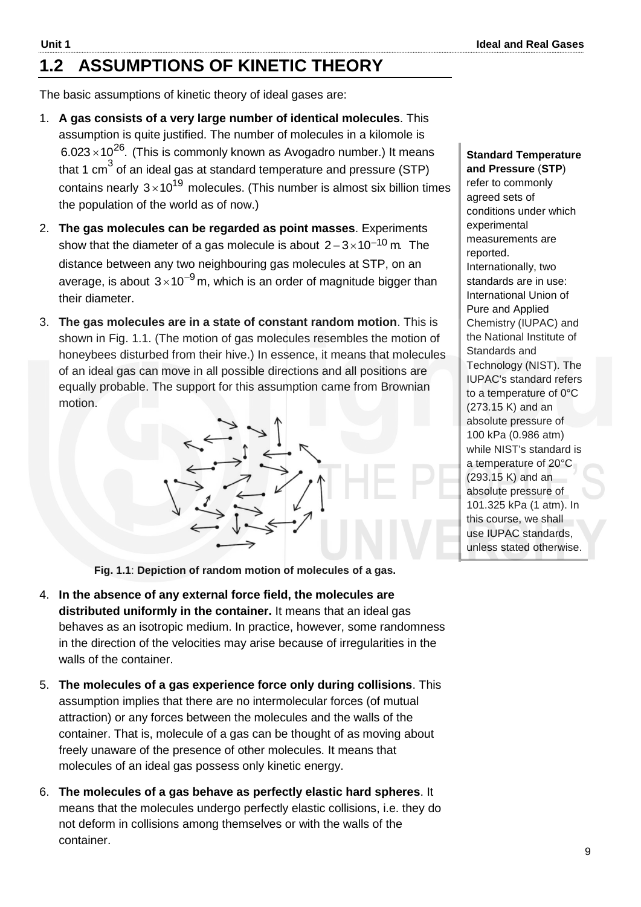## 1.2 ASSUMPTIONS OF KINETIC THEORY

The basic assumptions of kinetic theory of ideal gases are:

1. **A gas consists of a very large number of identical molecules**. This assumption is quite justified. The number of molecules in a kilomole is $6.023 \times 10^{26}$. (This is commonly known as Avogadro number.) It means that 1 $cm^3$ of an ideal gas at standard temperature and pressure (STP) contains nearly $3 \times 10^{19}$ molecules. (This number is almost six billion times the population of the world as of now.)

2. **The gas molecules can be regarded as point masses**. Experiments show that the diameter of a gas molecule is about $2-3 \times 10^{-10}$ m. The distance between any two neighbouring gas molecules at STP, on an average, is about $3 \times 10^{-9}$ m, which is an order of magnitude bigger than their diameter.

3. **The gas molecules are in a state of constant random motion**. This is shown in Fig. 1.1. (The motion of gas molecules resembles the motion of honeybees disturbed from their hive.) In essence, it means that molecules of an ideal gas can move in all possible directions and all positions are equally probable. The support for this assumption came from Brownian motion.

**Fig. 1.1**: **Depiction of random motion of molecules of a gas.**

4. **In the absence of any external force field, the molecules are distributed uniformly in the container.** It means that an ideal gas behaves as an isotropic medium. In practice, however, some randomness in the direction of the velocities may arise because of irregularities in the walls of the container.

5. **The molecules of a gas experience force only during collisions**. This assumption implies that there are no intermolecular forces (of mutual attraction) or any forces between the molecules and the walls of the container. That is, molecule of a gas can be thought of as moving about freely unaware of the presence of other molecules. It means that molecules of an ideal gas possess only kinetic energy.

6. **The molecules of a gas behave as perfectly elastic hard spheres**. It means that the molecules undergo perfectly elastic collisions, i.e. they do not deform in collisions among themselves or with the walls of the container.

**Standard Temperature and Pressure** (**STP**) refer to commonly agreed sets of conditions under which experimental measurements are reported. Internationally, two standards are in use: International Union of Pure and Applied Chemistry (IUPAC) and the National Institute of Standards and Technology (NIST). The IUPAC's standard refers to a temperature of 0°C (273.15 K) and an absolute pressure of 100 kPa (0.986 atm) while NIST's standard is a temperature of 20°C (293.15 K) and an absolute pressure of 101.325 kPa (1 atm). In this course, we shall use IUPAC standards, unless stated otherwise.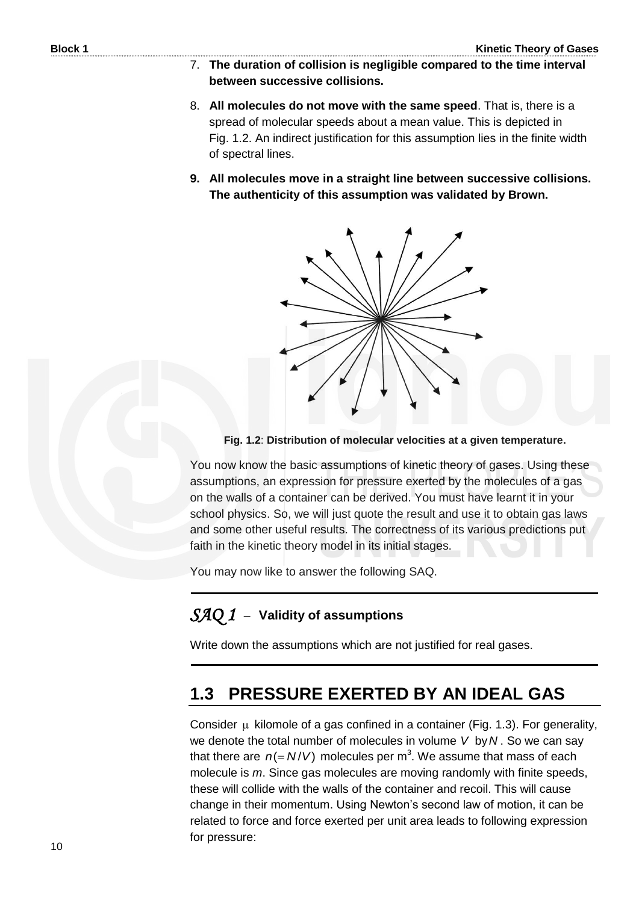7. **The duration of collision is negligible compared to the time interval between successive collisions.**

8. **All molecules do not move with the same speed**. That is, there is a spread of molecular speeds about a mean value. This is depicted in Fig. 1.2. An indirect justification for this assumption lies in the finite width of spectral lines.

9. **All molecules move in a straight line between successive collisions. The authenticity of this assumption was validated by Brown.**

**Fig. 1.2**: **Distribution of molecular velocities at a given temperature.**

You now know the basic assumptions of kinetic theory of gases. Using these assumptions, an expression for pressure exerted by the molecules of a gas on the walls of a container can be derived. You must have learnt it in your school physics. So, we will just quote the result and use it to obtain gas laws and some other useful results. The correctness of its various predictions put faith in the kinetic theory model in its initial stages.

You may now like to answer the following SAQ.

---

*SAQ 1* – **Validity of assumptions**

Write down the assumptions which are not justified for real gases.

---

## 1.3 PRESSURE EXERTED BY AN IDEAL GAS

Consider $\mu$ kilomole of a gas confined in a container (Fig. 1.3). For generality, we denote the total number of molecules in volume $V$ by $N$. So we can say that there are $n(=N/V)$ molecules per m$^3$. We assume that mass of each molecule is $m$. Since gas molecules are moving randomly with finite speeds, these will collide with the walls of the container and recoil. This will cause change in their momentum. Using Newton's second law of motion, it can be related to force and force exerted per unit area leads to following expression for pressure: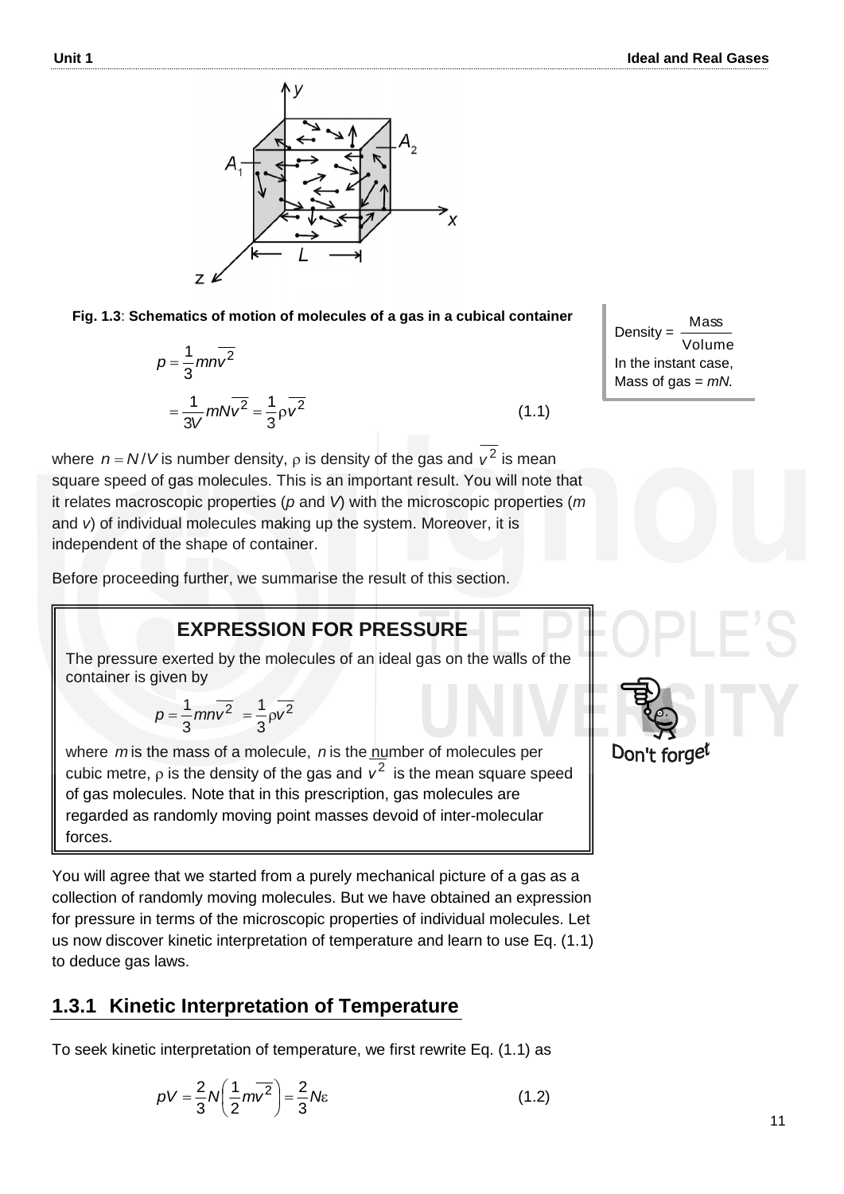**Fig. 1.3**: **Schematics of motion of molecules of a gas in a cubical container**

$$p = \frac{1}{3} mn\overline{v^2}$$

$$= \frac{1}{3V} mN\overline{v^2} = \frac{1}{3}\rho\overline{v^2} \qquad (1.1)$$

Density = $\frac{\text{Mass}}{\text{Volume}}$
In the instant case,
Mass of gas = $mN$.

where $n = N/V$ is number density, $\rho$ is density of the gas and $\overline{v^2}$ is mean square speed of gas molecules. This is an important result. You will note that it relates macroscopic properties ($p$ and $V$) with the microscopic properties ($m$ and $v$) of individual molecules making up the system. Moreover, it is independent of the shape of container.

Before proceeding further, we summarise the result of this section.

> **EXPRESSION FOR PRESSURE**
>
> The pressure exerted by the molecules of an ideal gas on the walls of the container is given by
>
> $$p = \frac{1}{3} mn\overline{v^2} = \frac{1}{3}\rho\overline{v^2}$$
>
> where $m$ is the mass of a molecule, $n$ is the number of molecules per cubic metre, $\rho$ is the density of the gas and $\overline{v^2}$ is the mean square speed of gas molecules. Note that in this prescription, gas molecules are regarded as randomly moving point masses devoid of inter-molecular forces.

Don't forget

You will agree that we started from a purely mechanical picture of a gas as a collection of randomly moving molecules. But we have obtained an expression for pressure in terms of the microscopic properties of individual molecules. Let us now discover kinetic interpretation of temperature and learn to use Eq. (1.1) to deduce gas laws.

## 1.3.1 Kinetic Interpretation of Temperature

To seek kinetic interpretation of temperature, we first rewrite Eq. (1.1) as

$$pV = \frac{2}{3} N\left(\frac{1}{2} m\overline{v^2}\right) = \frac{2}{3} N\varepsilon \qquad (1.2)$$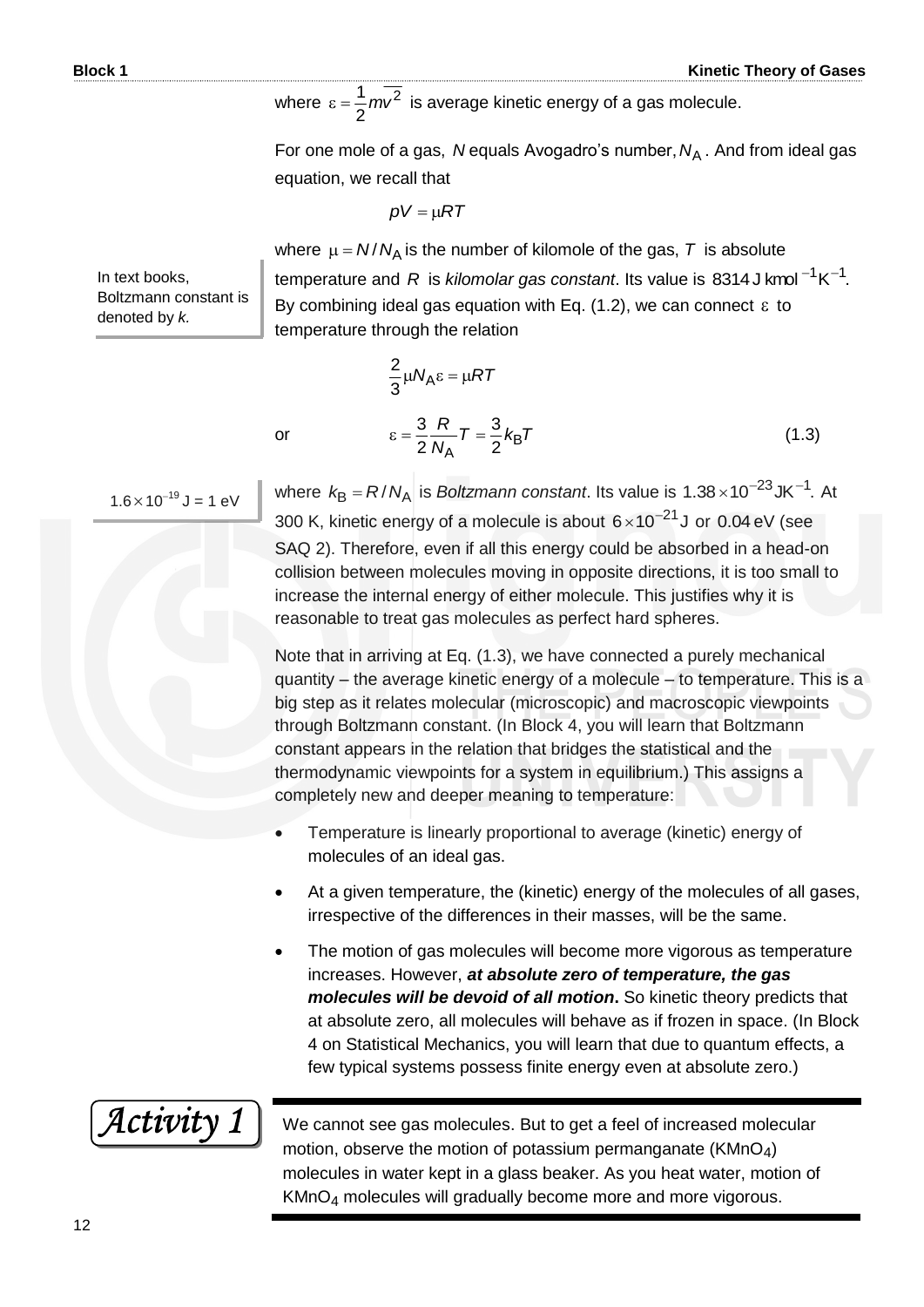where $\varepsilon = \frac{1}{2}m\overline{v^2}$ is average kinetic energy of a gas molecule.

For one mole of a gas, $N$ equals Avogadro's number, $N_A$. And from ideal gas equation, we recall that

$$pV = \mu RT$$

where $\mu = N/N_A$ is the number of kilomole of the gas, $T$ is absolute temperature and $R$ is *kilomolar gas constant*. Its value is $8314\,\text{J kmol}^{-1}\text{K}^{-1}$. By combining ideal gas equation with Eq. (1.2), we can connect $\varepsilon$ to temperature through the relation

In text books, Boltzmann constant is denoted by *k.*

$$\frac{2}{3}\mu N_A \varepsilon = \mu RT$$

or

$$\varepsilon = \frac{3}{2}\frac{R}{N_A}T = \frac{3}{2}k_B T \qquad (1.3)$$

$1.6 \times 10^{-19}$ J = 1 eV

where $k_B = R/N_A$ is *Boltzmann constant*. Its value is $1.38 \times 10^{-23}\,\text{JK}^{-1}$. At 300 K, kinetic energy of a molecule is about $6 \times 10^{-21}$ J or 0.04 eV (see SAQ 2). Therefore, even if all this energy could be absorbed in a head-on collision between molecules moving in opposite directions, it is too small to increase the internal energy of either molecule. This justifies why it is reasonable to treat gas molecules as perfect hard spheres.

Note that in arriving at Eq. (1.3), we have connected a purely mechanical quantity – the average kinetic energy of a molecule – to temperature. This is a big step as it relates molecular (microscopic) and macroscopic viewpoints through Boltzmann constant. (In Block 4, you will learn that Boltzmann constant appears in the relation that bridges the statistical and the thermodynamic viewpoints for a system in equilibrium.) This assigns a completely new and deeper meaning to temperature:

- Temperature is linearly proportional to average (kinetic) energy of molecules of an ideal gas.
- At a given temperature, the (kinetic) energy of the molecules of all gases, irrespective of the differences in their masses, will be the same.
- The motion of gas molecules will become more vigorous as temperature increases. However, ***at absolute zero of temperature, the gas molecules will be devoid of all motion*.** So kinetic theory predicts that at absolute zero, all molecules will behave as if frozen in space. (In Block 4 on Statistical Mechanics, you will learn that due to quantum effects, a few typical systems possess finite energy even at absolute zero.)

*Activity 1*

We cannot see gas molecules. But to get a feel of increased molecular motion, observe the motion of potassium permanganate ($KMnO_4$) molecules in water kept in a glass beaker. As you heat water, motion of $KMnO_4$ molecules will gradually become more and more vigorous.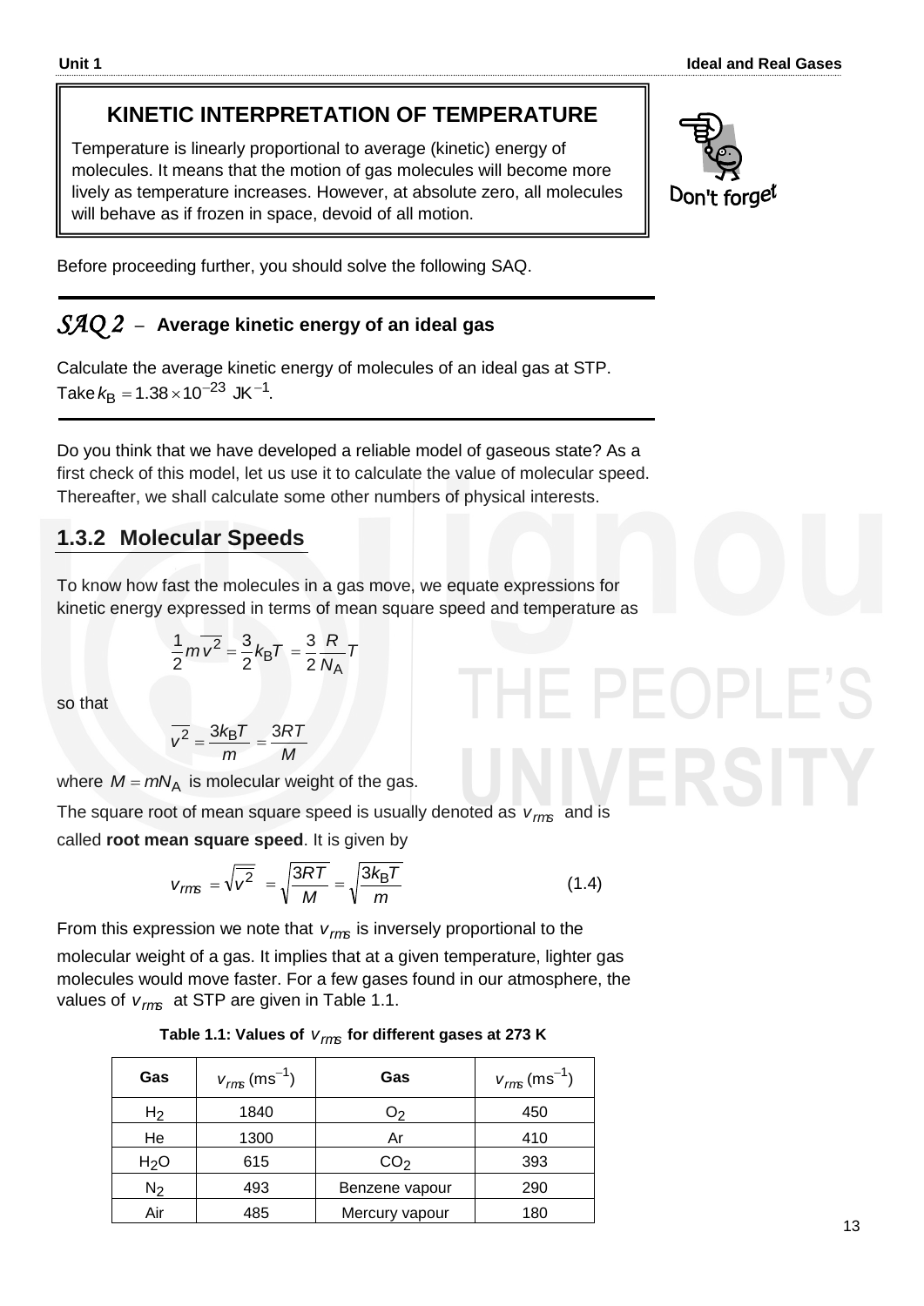## KINETIC INTERPRETATION OF TEMPERATURE

Temperature is linearly proportional to average (kinetic) energy of molecules. It means that the motion of gas molecules will become more lively as temperature increases. However, at absolute zero, all molecules will behave as if frozen in space, devoid of all motion.

Don't forget

Before proceeding further, you should solve the following SAQ.

### *SAQ 2* – Average kinetic energy of an ideal gas

Calculate the average kinetic energy of molecules of an ideal gas at STP. Take $k_B = 1.38 \times 10^{-23}$ JK$^{-1}$.

Do you think that we have developed a reliable model of gaseous state? As a first check of this model, let us use it to calculate the value of molecular speed. Thereafter, we shall calculate some other numbers of physical interests.

## 1.3.2 Molecular Speeds

To know how fast the molecules in a gas move, we equate expressions for kinetic energy expressed in terms of mean square speed and temperature as

$$\frac{1}{2}m\overline{v^2} = \frac{3}{2}k_B T = \frac{3}{2}\frac{R}{N_A}T$$

so that

$$\overline{v^2} = \frac{3k_B T}{m} = \frac{3RT}{M}$$

where $M = mN_A$ is molecular weight of the gas.

The square root of mean square speed is usually denoted as $v_{rms}$ and is called **root mean square speed**. It is given by

$$v_{rms} = \sqrt{\overline{v^2}} = \sqrt{\frac{3RT}{M}} = \sqrt{\frac{3k_B T}{m}} \qquad (1.4)$$

From this expression we note that $v_{rms}$ is inversely proportional to the molecular weight of a gas. It implies that at a given temperature, lighter gas molecules would move faster. For a few gases found in our atmosphere, the values of $v_{rms}$ at STP are given in Table 1.1.

**Table 1.1: Values of $v_{rms}$ for different gases at 273 K**

| Gas | $v_{rms}$ (ms$^{-1}$) | Gas | $v_{rms}$ (ms$^{-1}$) |
|---|---|---|---|
| $H_2$ | 1840 | $O_2$ | 450 |
| He | 1300 | Ar | 410 |
| $H_2O$ | 615 | $CO_2$ | 393 |
| $N_2$ | 493 | Benzene vapour | 290 |
| Air | 485 | Mercury vapour | 180 |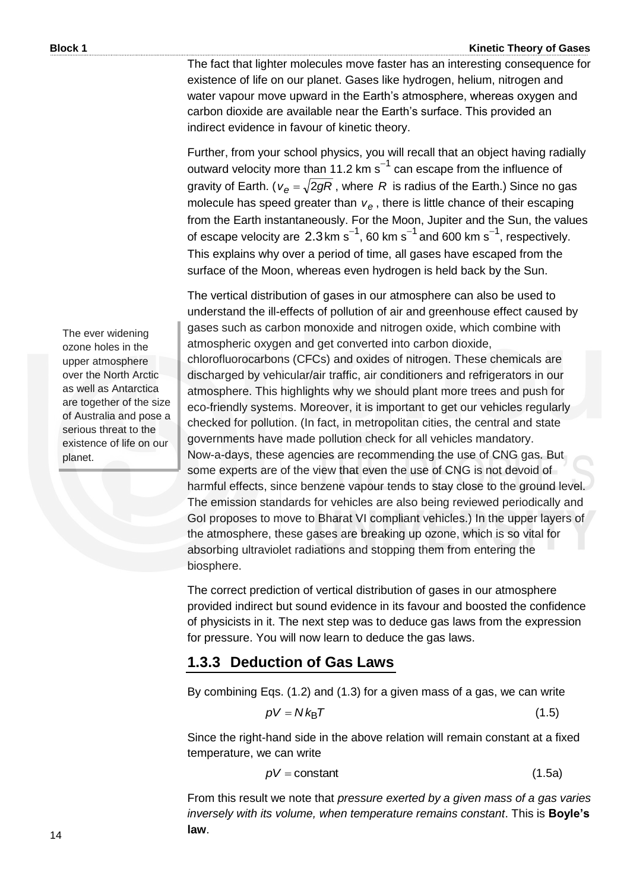The fact that lighter molecules move faster has an interesting consequence for existence of life on our planet. Gases like hydrogen, helium, nitrogen and water vapour move upward in the Earth's atmosphere, whereas oxygen and carbon dioxide are available near the Earth's surface. This provided an indirect evidence in favour of kinetic theory.

Further, from your school physics, you will recall that an object having radially outward velocity more than 11.2 km $s^{-1}$ can escape from the influence of gravity of Earth. ($v_e = \sqrt{2gR}$, where $R$ is radius of the Earth.) Since no gas molecule has speed greater than $v_e$, there is little chance of their escaping from the Earth instantaneously. For the Moon, Jupiter and the Sun, the values of escape velocity are 2.3 km $s^{-1}$, 60 km $s^{-1}$ and 600 km $s^{-1}$, respectively. This explains why over a period of time, all gases have escaped from the surface of the Moon, whereas even hydrogen is held back by the Sun.

The vertical distribution of gases in our atmosphere can also be used to understand the ill-effects of pollution of air and greenhouse effect caused by gases such as carbon monoxide and nitrogen oxide, which combine with atmospheric oxygen and get converted into carbon dioxide, chlorofluorocarbons (CFCs) and oxides of nitrogen. These chemicals are discharged by vehicular/air traffic, air conditioners and refrigerators in our atmosphere. This highlights why we should plant more trees and push for eco-friendly systems. Moreover, it is important to get our vehicles regularly checked for pollution. (In fact, in metropolitan cities, the central and state governments have made pollution check for all vehicles mandatory. Now-a-days, these agencies are recommending the use of CNG gas. But some experts are of the view that even the use of CNG is not devoid of harmful effects, since benzene vapour tends to stay close to the ground level. The emission standards for vehicles are also being reviewed periodically and GoI proposes to move to Bharat VI compliant vehicles.) In the upper layers of the atmosphere, these gases are breaking up ozone, which is so vital for absorbing ultraviolet radiations and stopping them from entering the biosphere.

> The ever widening ozone holes in the upper atmosphere over the North Arctic as well as Antarctica are together of the size of Australia and pose a serious threat to the existence of life on our planet.

The correct prediction of vertical distribution of gases in our atmosphere provided indirect but sound evidence in its favour and boosted the confidence of physicists in it. The next step was to deduce gas laws from the expression for pressure. You will now learn to deduce the gas laws.

### 1.3.3 Deduction of Gas Laws

By combining Eqs. (1.2) and (1.3) for a given mass of a gas, we can write

$$pV = N k_B T \tag{1.5}$$

Since the right-hand side in the above relation will remain constant at a fixed temperature, we can write

$$pV = \text{constant} \tag{1.5a}$$

From this result we note that *pressure exerted by a given mass of a gas varies inversely with its volume, when temperature remains constant*. This is **Boyle's law**.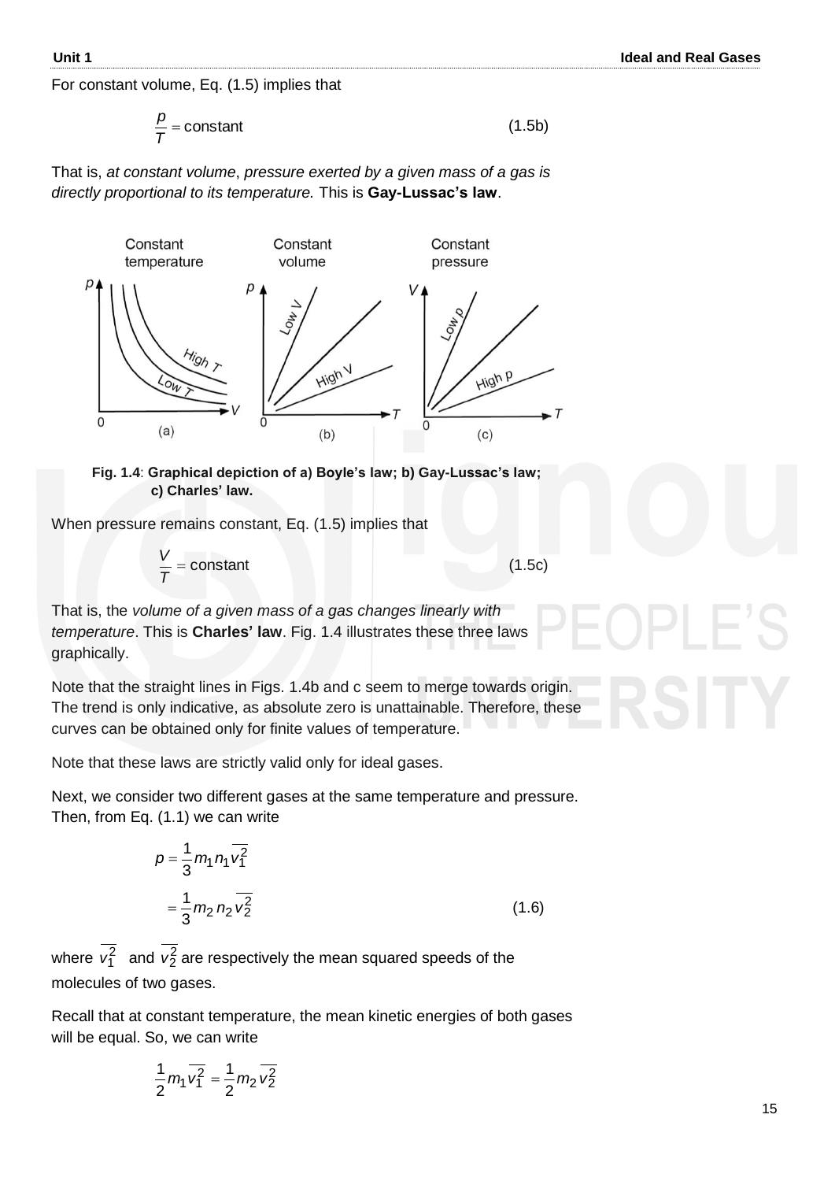For constant volume, Eq. (1.5) implies that

$$\frac{p}{T} = \text{constant} \tag{1.5b}$$

That is, *at constant volume*, *pressure exerted by a given mass of a gas is directly proportional to its temperature.* This is **Gay-Lussac's law**.

**Fig. 1.4**: **Graphical depiction of a) Boyle's law; b) Gay-Lussac's law; c) Charles' law.**

When pressure remains constant, Eq. (1.5) implies that

$$\frac{V}{T} = \text{constant} \tag{1.5c}$$

That is, the *volume of a given mass of a gas changes linearly with temperature*. This is **Charles' law**. Fig. 1.4 illustrates these three laws graphically.

Note that the straight lines in Figs. 1.4b and c seem to merge towards origin. The trend is only indicative, as absolute zero is unattainable. Therefore, these curves can be obtained only for finite values of temperature.

Note that these laws are strictly valid only for ideal gases.

Next, we consider two different gases at the same temperature and pressure. Then, from Eq. (1.1) we can write

$$\begin{aligned} p &= \frac{1}{3} m_1 n_1 \overline{v_1^2} \\ &= \frac{1}{3} m_2 n_2 \overline{v_2^2} \end{aligned} \tag{1.6}$$

where $\overline{v_1^2}$ and $\overline{v_2^2}$ are respectively the mean squared speeds of the molecules of two gases.

Recall that at constant temperature, the mean kinetic energies of both gases will be equal. So, we can write

$$\frac{1}{2} m_1 \overline{v_1^2} = \frac{1}{2} m_2 \overline{v_2^2}$$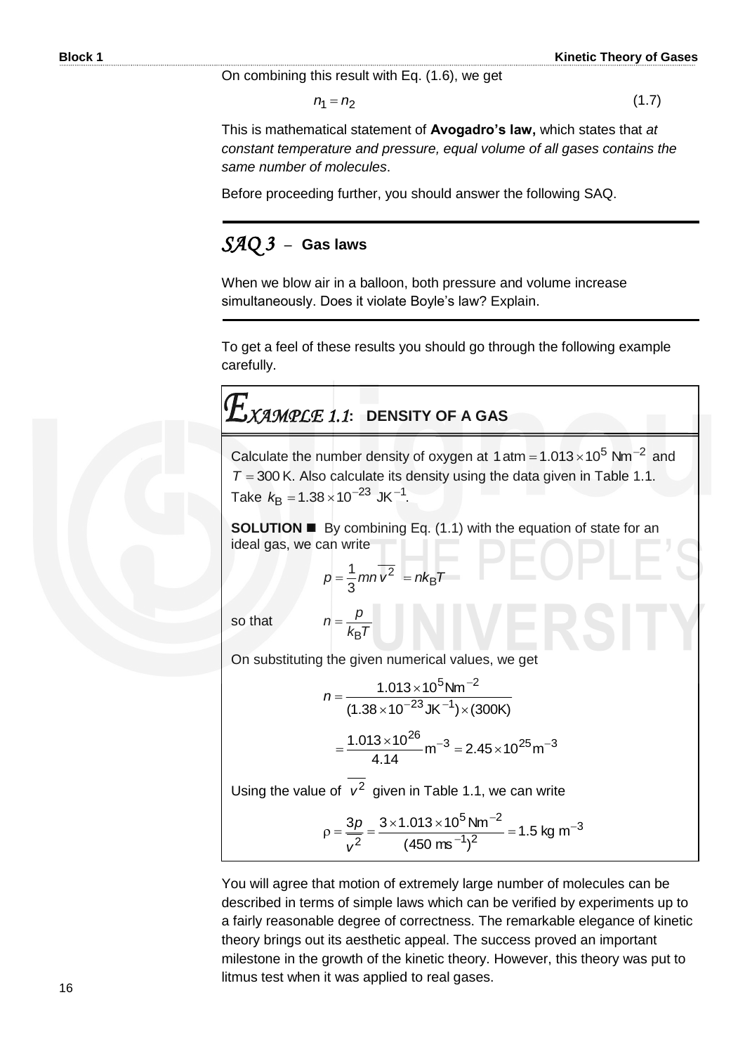On combining this result with Eq. (1.6), we get

$$n_1 = n_2 \tag{1.7}$$

This is mathematical statement of **Avogadro's law,** which states that *at constant temperature and pressure, equal volume of all gases contains the same number of molecules*.

Before proceeding further, you should answer the following SAQ.

## *SAQ 3* – Gas laws

When we blow air in a balloon, both pressure and volume increase simultaneously. Does it violate Boyle's law? Explain.

To get a feel of these results you should go through the following example carefully.

## *EXAMPLE 1.1*: DENSITY OF A GAS

Calculate the number density of oxygen at $1\,\text{atm} = 1.013 \times 10^5\ \text{Nm}^{-2}$ and $T = 300\,\text{K}$. Also calculate its density using the data given in Table 1.1. Take $k_B = 1.38 \times 10^{-23}\ \text{JK}^{-1}$.

**SOLUTION** ■ By combining Eq. (1.1) with the equation of state for an ideal gas, we can write

$$p = \frac{1}{3} mn \overline{v^2} = nk_B T$$

so that

$$n = \frac{p}{k_B T}$$

On substituting the given numerical values, we get

$$n = \frac{1.013 \times 10^5 \text{Nm}^{-2}}{(1.38 \times 10^{-23} \text{JK}^{-1}) \times (300\text{K})}$$

$$= \frac{1.013 \times 10^{26}}{4.14} \text{m}^{-3} = 2.45 \times 10^{25} \text{m}^{-3}$$

Using the value of $\overline{v^2}$ given in Table 1.1, we can write

$$\rho = \frac{3p}{\overline{v^2}} = \frac{3 \times 1.013 \times 10^5 \,\text{Nm}^{-2}}{(450 \text{ ms}^{-1})^2} = 1.5 \text{ kg m}^{-3}$$

You will agree that motion of extremely large number of molecules can be described in terms of simple laws which can be verified by experiments up to a fairly reasonable degree of correctness. The remarkable elegance of kinetic theory brings out its aesthetic appeal. The success proved an important milestone in the growth of the kinetic theory. However, this theory was put to litmus test when it was applied to real gases.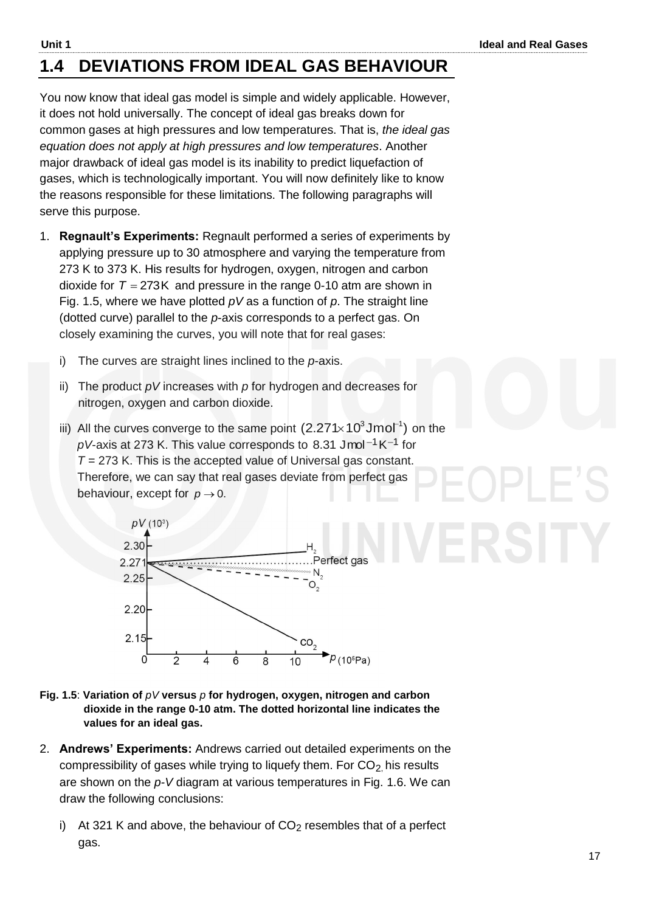## 1.4 DEVIATIONS FROM IDEAL GAS BEHAVIOUR

You now know that ideal gas model is simple and widely applicable. However, it does not hold universally. The concept of ideal gas breaks down for common gases at high pressures and low temperatures. That is, *the ideal gas equation does not apply at high pressures and low temperatures*. Another major drawback of ideal gas model is its inability to predict liquefaction of gases, which is technologically important. You will now definitely like to know the reasons responsible for these limitations. The following paragraphs will serve this purpose.

1. **Regnault's Experiments:** Regnault performed a series of experiments by applying pressure up to 30 atmosphere and varying the temperature from 273 K to 373 K. His results for hydrogen, oxygen, nitrogen and carbon dioxide for $T = 273\text{K}$ and pressure in the range 0-10 atm are shown in Fig. 1.5, where we have plotted $pV$ as a function of $p$. The straight line (dotted curve) parallel to the $p$-axis corresponds to a perfect gas. On closely examining the curves, you will note that for real gases:

   i) The curves are straight lines inclined to the $p$-axis.

   ii) The product $pV$ increases with $p$ for hydrogen and decreases for nitrogen, oxygen and carbon dioxide.

   iii) All the curves converge to the same point $(2.271 \times 10^3 \text{Jmol}^{-1})$ on the $pV$-axis at 273 K. This value corresponds to $8.31 \text{ Jmol}^{-1}\text{K}^{-1}$ for $T = 273$ K. This is the accepted value of Universal gas constant. Therefore, we can say that real gases deviate from perfect gas behaviour, except for $p \to 0$.

**Fig. 1.5**: **Variation of $pV$ versus $p$ for hydrogen, oxygen, nitrogen and carbon dioxide in the range 0-10 atm. The dotted horizontal line indicates the values for an ideal gas.**

2. **Andrews' Experiments:** Andrews carried out detailed experiments on the compressibility of gases while trying to liquefy them. For $CO_2$, his results are shown on the $p$-$V$ diagram at various temperatures in Fig. 1.6. We can draw the following conclusions:

   i) At 321 K and above, the behaviour of $CO_2$ resembles that of a perfect gas.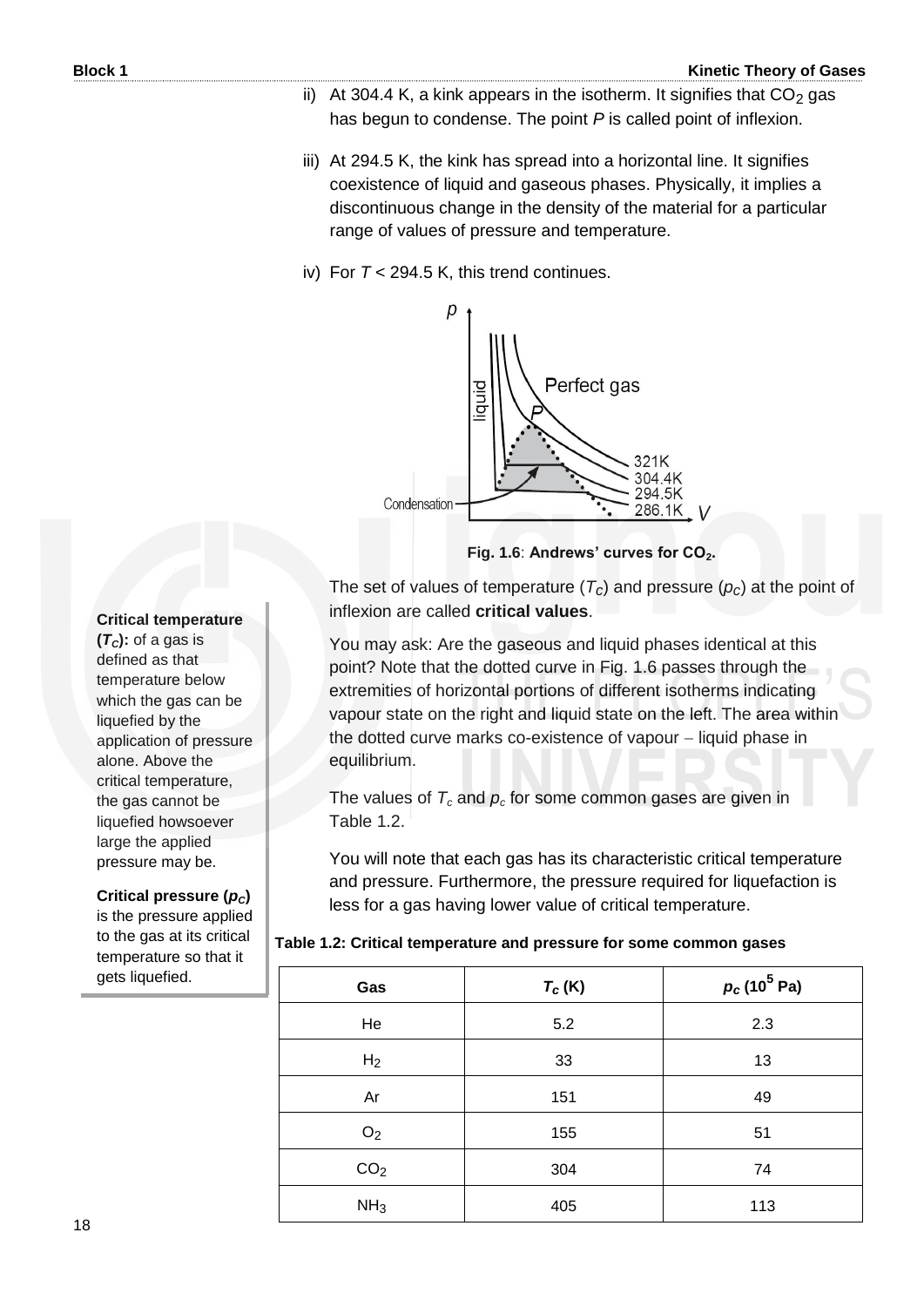ii) At 304.4 K, a kink appears in the isotherm. It signifies that $CO_2$ gas has begun to condense. The point $P$ is called point of inflexion.

iii) At 294.5 K, the kink has spread into a horizontal line. It signifies coexistence of liquid and gaseous phases. Physically, it implies a discontinuous change in the density of the material for a particular range of values of pressure and temperature.

iv) For $T$ < 294.5 K, this trend continues.

**Fig. 1.6**: **Andrews' curves for $CO_2$.**

The set of values of temperature ($T_C$) and pressure ($p_C$) at the point of inflexion are called **critical values**.

You may ask: Are the gaseous and liquid phases identical at this point? Note that the dotted curve in Fig. 1.6 passes through the extremities of horizontal portions of different isotherms indicating vapour state on the right and liquid state on the left. The area within the dotted curve marks co-existence of vapour – liquid phase in equilibrium.

The values of $T_c$ and $p_c$ for some common gases are given in Table 1.2.

You will note that each gas has its characteristic critical temperature and pressure. Furthermore, the pressure required for liquefaction is less for a gas having lower value of critical temperature.

**Critical temperature ($T_C$):** of a gas is defined as that temperature below which the gas can be liquefied by the application of pressure alone. Above the critical temperature, the gas cannot be liquefied howsoever large the applied pressure may be.

**Critical pressure ($p_C$)** is the pressure applied to the gas at its critical temperature so that it gets liquefied.

**Table 1.2: Critical temperature and pressure for some common gases**

| Gas | $T_c$ (K) | $p_c$ ($10^5$ Pa) |
|---|---|---|
| He | 5.2 | 2.3 |
| $H_2$ | 33 | 13 |
| Ar | 151 | 49 |
| $O_2$ | 155 | 51 |
| $CO_2$ | 304 | 74 |
| $NH_3$ | 405 | 113 |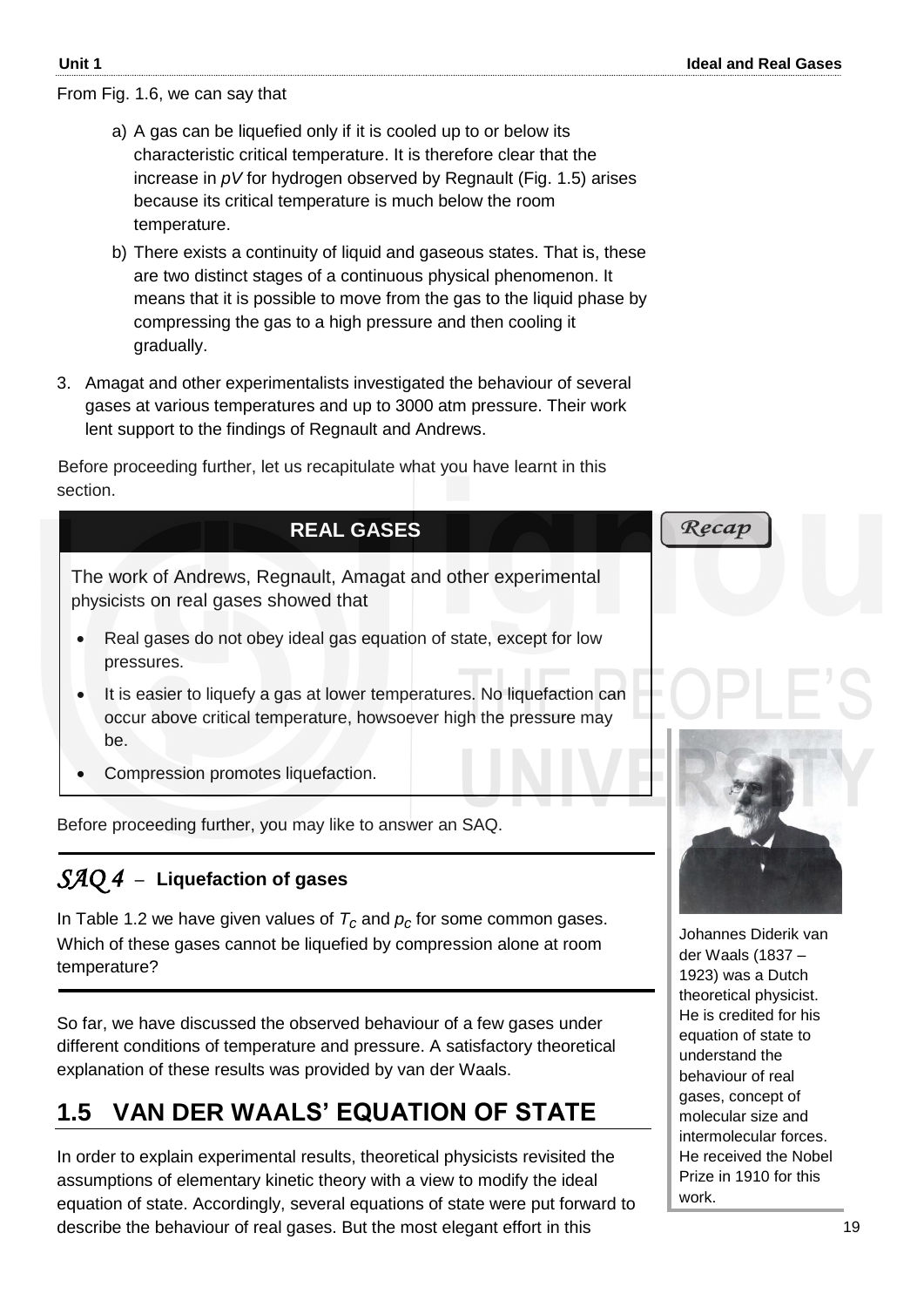From Fig. 1.6, we can say that

a) A gas can be liquefied only if it is cooled up to or below its characteristic critical temperature. It is therefore clear that the increase in $pV$ for hydrogen observed by Regnault (Fig. 1.5) arises because its critical temperature is much below the room temperature.

b) There exists a continuity of liquid and gaseous states. That is, these are two distinct stages of a continuous physical phenomenon. It means that it is possible to move from the gas to the liquid phase by compressing the gas to a high pressure and then cooling it gradually.

3. Amagat and other experimentalists investigated the behaviour of several gases at various temperatures and up to 3000 atm pressure. Their work lent support to the findings of Regnault and Andrews.

Before proceeding further, let us recapitulate what you have learnt in this section.

**Recap**

**REAL GASES**

The work of Andrews, Regnault, Amagat and other experimental physicists on real gases showed that

- Real gases do not obey ideal gas equation of state, except for low pressures.
- It is easier to liquefy a gas at lower temperatures. No liquefaction can occur above critical temperature, howsoever high the pressure may be.
- Compression promotes liquefaction.

Before proceeding further, you may like to answer an SAQ.

### *SAQ 4* – Liquefaction of gases

In Table 1.2 we have given values of $T_c$ and $p_c$ for some common gases. Which of these gases cannot be liquefied by compression alone at room temperature?

So far, we have discussed the observed behaviour of a few gases under different conditions of temperature and pressure. A satisfactory theoretical explanation of these results was provided by van der Waals.

Johannes Diderik van der Waals (1837 – 1923) was a Dutch theoretical physicist. He is credited for his equation of state to understand the behaviour of real gases, concept of molecular size and intermolecular forces. He received the Nobel Prize in 1910 for this work.

## 1.5 VAN DER WAALS' EQUATION OF STATE

In order to explain experimental results, theoretical physicists revisited the assumptions of elementary kinetic theory with a view to modify the ideal equation of state. Accordingly, several equations of state were put forward to describe the behaviour of real gases. But the most elegant effort in this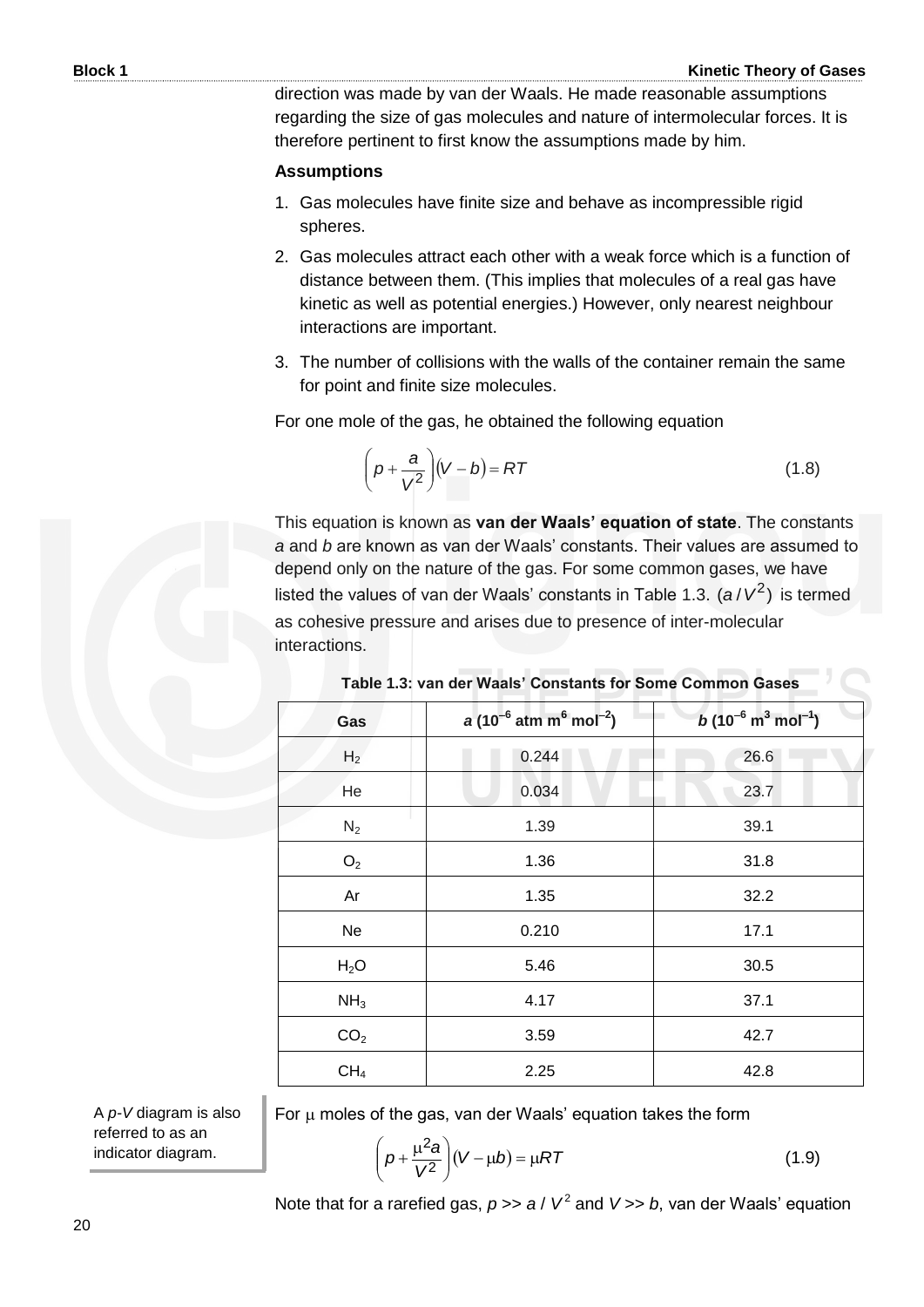direction was made by van der Waals. He made reasonable assumptions regarding the size of gas molecules and nature of intermolecular forces. It is therefore pertinent to first know the assumptions made by him.

**Assumptions**

1. Gas molecules have finite size and behave as incompressible rigid spheres.
2. Gas molecules attract each other with a weak force which is a function of distance between them. (This implies that molecules of a real gas have kinetic as well as potential energies.) However, only nearest neighbour interactions are important.
3. The number of collisions with the walls of the container remain the same for point and finite size molecules.

For one mole of the gas, he obtained the following equation

$$\left(p + \frac{a}{V^2}\right)(V - b) = RT \tag{1.8}$$

This equation is known as **van der Waals' equation of state**. The constants *a* and *b* are known as van der Waals' constants. Their values are assumed to depend only on the nature of the gas. For some common gases, we have listed the values of van der Waals' constants in Table 1.3. $(a/V^2)$ is termed as cohesive pressure and arises due to presence of inter-molecular interactions.

**Table 1.3: van der Waals' Constants for Some Common Gases**

| Gas | $a$ ($10^{-6}$ atm m$^6$ mol$^{-2}$) | $b$ ($10^{-6}$ m$^3$ mol$^{-1}$) |
|---|---|---|
| $H_2$ | 0.244 | 26.6 |
| He | 0.034 | 23.7 |
| $N_2$ | 1.39 | 39.1 |
| $O_2$ | 1.36 | 31.8 |
| Ar | 1.35 | 32.2 |
| Ne | 0.210 | 17.1 |
| $H_2O$ | 5.46 | 30.5 |
| $NH_3$ | 4.17 | 37.1 |
| $CO_2$ | 3.59 | 42.7 |
| $CH_4$ | 2.25 | 42.8 |

A *p-V* diagram is also referred to as an indicator diagram.

For $\mu$ moles of the gas, van der Waals' equation takes the form

$$\left(p + \frac{\mu^2 a}{V^2}\right)(V - \mu b) = \mu RT \tag{1.9}$$

Note that for a rarefied gas, $p >> a/V^2$ and $V >> b$, van der Waals' equation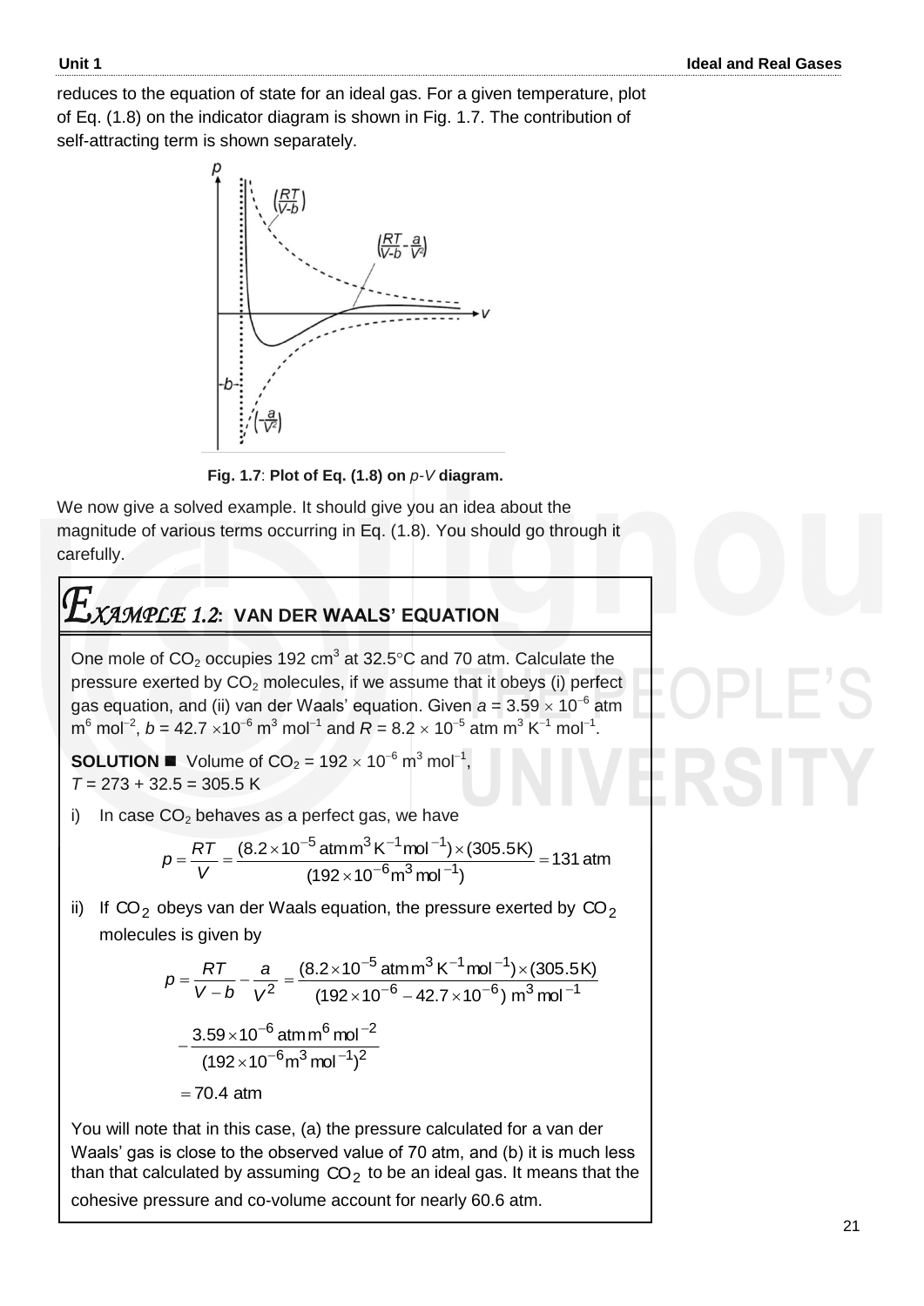reduces to the equation of state for an ideal gas. For a given temperature, plot of Eq. (1.8) on the indicator diagram is shown in Fig. 1.7. The contribution of self-attracting term is shown separately.

**Fig. 1.7**: **Plot of Eq. (1.8) on *p-V* diagram.**

We now give a solved example. It should give you an idea about the magnitude of various terms occurring in Eq. (1.8). You should go through it carefully.

## *EXAMPLE 1.2*: VAN DER WAALS' EQUATION

One mole of $CO_2$ occupies 192 cm$^3$ at 32.5°C and 70 atm. Calculate the pressure exerted by $CO_2$ molecules, if we assume that it obeys (i) perfect gas equation, and (ii) van der Waals' equation. Given $a = 3.59 \times 10^{-6}$ atm m$^6$ mol$^{-2}$, $b = 42.7 \times 10^{-6}$ m$^3$ mol$^{-1}$ and $R = 8.2 \times 10^{-5}$ atm m$^3$ K$^{-1}$ mol$^{-1}$.

**SOLUTION ■** Volume of $CO_2 = 192 \times 10^{-6}$ m$^3$ mol$^{-1}$,
$T = 273 + 32.5 = 305.5$ K

i) In case $CO_2$ behaves as a perfect gas, we have

$$p = \frac{RT}{V} = \frac{(8.2\times10^{-5}\,\text{atm}\,\text{m}^3\,\text{K}^{-1}\text{mol}^{-1})\times(305.5\text{K})}{(192\times10^{-6}\text{m}^3\,\text{mol}^{-1})} = 131\,\text{atm}$$

ii) If $CO_2$ obeys van der Waals equation, the pressure exerted by $CO_2$ molecules is given by

$$p = \frac{RT}{V-b} - \frac{a}{V^2} = \frac{(8.2\times10^{-5}\,\text{atm}\,\text{m}^3\,\text{K}^{-1}\text{mol}^{-1})\times(305.5\text{K})}{(192\times10^{-6} - 42.7\times10^{-6})\,\text{m}^3\,\text{mol}^{-1}}$$

$$-\frac{3.59\times10^{-6}\,\text{atm}\,\text{m}^6\,\text{mol}^{-2}}{(192\times10^{-6}\text{m}^3\,\text{mol}^{-1})^2}$$

$$= 70.4\ \text{atm}$$

You will note that in this case, (a) the pressure calculated for a van der Waals' gas is close to the observed value of 70 atm, and (b) it is much less than that calculated by assuming $CO_2$ to be an ideal gas. It means that the cohesive pressure and co-volume account for nearly 60.6 atm.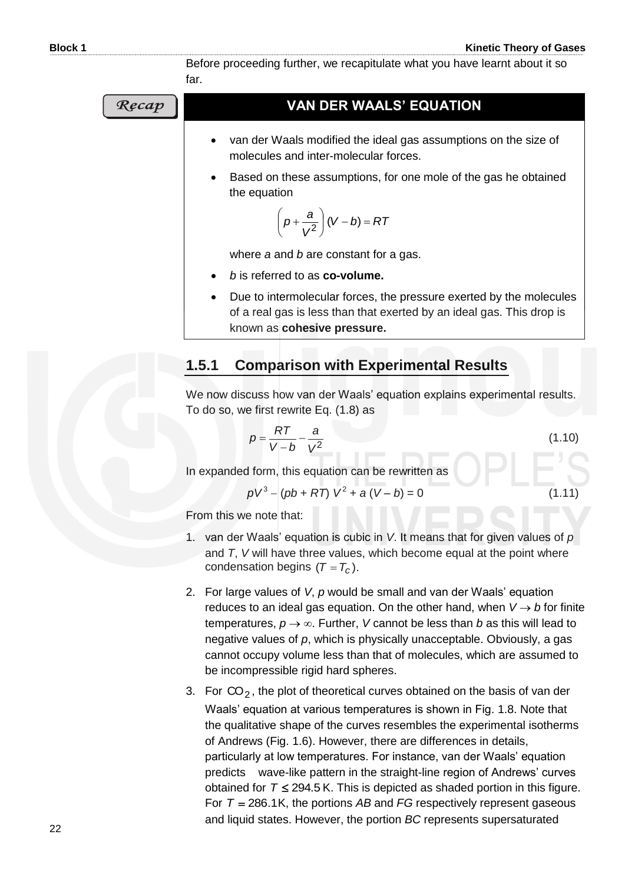Before proceeding further, we recapitulate what you have learnt about it so far.

**Recap**

## VAN DER WAALS' EQUATION

- van der Waals modified the ideal gas assumptions on the size of molecules and inter-molecular forces.
- Based on these assumptions, for one mole of the gas he obtained the equation

$$\left(p + \frac{a}{V^2}\right)(V - b) = RT$$

where $a$ and $b$ are constant for a gas.

- $b$ is referred to as **co-volume.**
- Due to intermolecular forces, the pressure exerted by the molecules of a real gas is less than that exerted by an ideal gas. This drop is known as **cohesive pressure.**

### 1.5.1 Comparison with Experimental Results

We now discuss how van der Waals' equation explains experimental results. To do so, we first rewrite Eq. (1.8) as

$$p = \frac{RT}{V - b} - \frac{a}{V^2} \tag{1.10}$$

In expanded form, this equation can be rewritten as

$$pV^3 - (pb + RT)\,V^2 + a\,(V - b) = 0 \tag{1.11}$$

From this we note that:

1. van der Waals' equation is cubic in $V$. It means that for given values of $p$ and $T$, $V$ will have three values, which become equal at the point where condensation begins $(T = T_c)$.
2. For large values of $V$, $p$ would be small and van der Waals' equation reduces to an ideal gas equation. On the other hand, when $V \to b$ for finite temperatures, $p \to \infty$. Further, $V$ cannot be less than $b$ as this will lead to negative values of $p$, which is physically unacceptable. Obviously, a gas cannot occupy volume less than that of molecules, which are assumed to be incompressible rigid hard spheres.
3. For $CO_2$, the plot of theoretical curves obtained on the basis of van der Waals' equation at various temperatures is shown in Fig. 1.8. Note that the qualitative shape of the curves resembles the experimental isotherms of Andrews (Fig. 1.6). However, there are differences in details, particularly at low temperatures. For instance, van der Waals' equation predicts wave-like pattern in the straight-line region of Andrews' curves obtained for $T \leq 294.5\,\text{K}$. This is depicted as shaded portion in this figure. For $T = 286.1\,\text{K}$, the portions $AB$ and $FG$ respectively represent gaseous and liquid states. However, the portion $BC$ represents supersaturated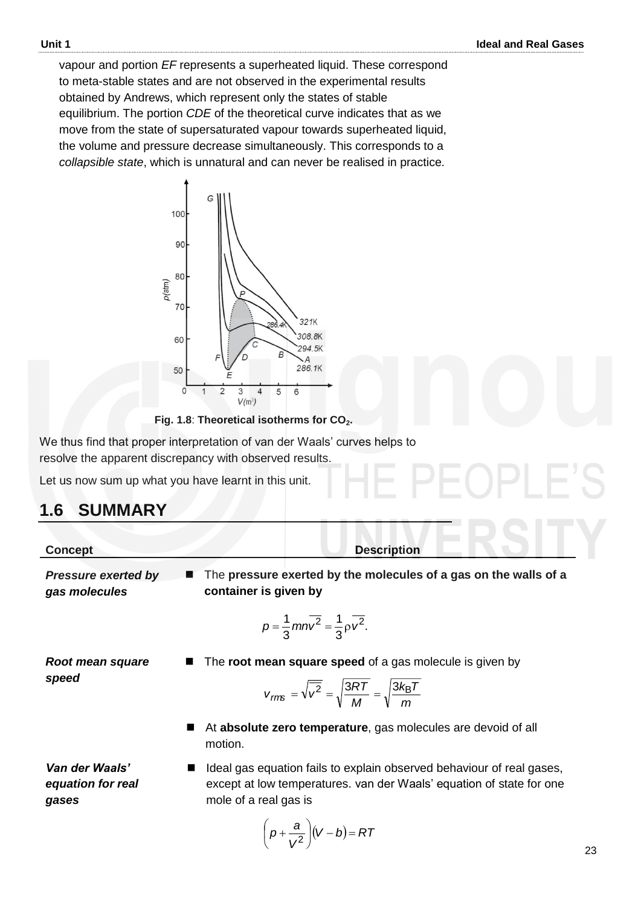vapour and portion *EF* represents a superheated liquid. These correspond to meta-stable states and are not observed in the experimental results obtained by Andrews, which represent only the states of stable equilibrium. The portion *CDE* of the theoretical curve indicates that as we move from the state of supersaturated vapour towards superheated liquid, the volume and pressure decrease simultaneously. This corresponds to a *collapsible state*, which is unnatural and can never be realised in practice.

**Fig. 1.8**: **Theoretical isotherms for $CO_2$.**

We thus find that proper interpretation of van der Waals' curves helps to resolve the apparent discrepancy with observed results.

Let us now sum up what you have learnt in this unit.

## 1.6 SUMMARY

| Concept | Description |
|---|---|
| ***Pressure exerted by gas molecules*** | ■ The **pressure exerted by the molecules of a gas on the walls of a container is given by** $$p = \frac{1}{3} mn\overline{v^2} = \frac{1}{3}\rho\overline{v^2}.$$ |
| ***Root mean square speed*** | ■ The **root mean square speed** of a gas molecule is given by $$v_{rms} = \sqrt{\overline{v^2}} = \sqrt{\frac{3RT}{M}} = \sqrt{\frac{3k_B T}{m}}$$ |
| | ■ At **absolute zero temperature**, gas molecules are devoid of all motion. |
| ***Van der Waals' equation for real gases*** | ■ Ideal gas equation fails to explain observed behaviour of real gases, except at low temperatures. van der Waals' equation of state for one mole of a real gas is $$\left(p + \frac{a}{V^2}\right)(V - b) = RT$$ |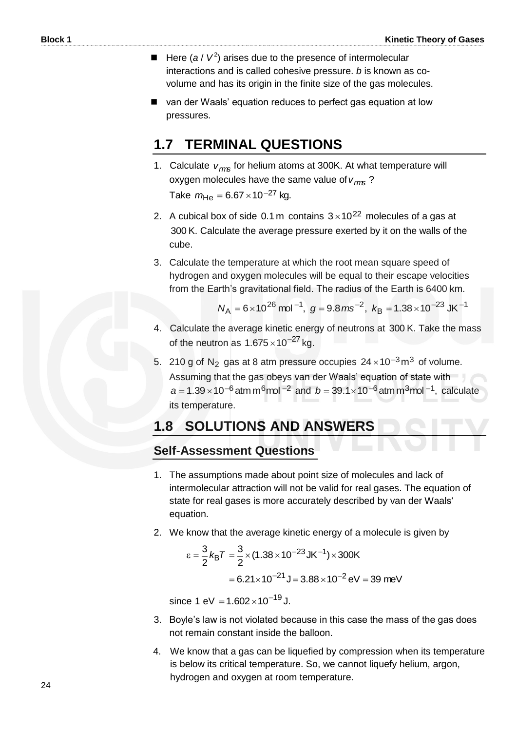- Here ($a/V^2$) arises due to the presence of intermolecular interactions and is called cohesive pressure. $b$ is known as co-volume and has its origin in the finite size of the gas molecules.
- van der Waals' equation reduces to perfect gas equation at low pressures.

## 1.7 TERMINAL QUESTIONS

1. Calculate $v_{rms}$ for helium atoms at 300K. At what temperature will oxygen molecules have the same value of $v_{rms}$ ?
   Take $m_{\text{He}} = 6.67 \times 10^{-27}$ kg.

2. A cubical box of side $0.1\,\text{m}$ contains $3 \times 10^{22}$ molecules of a gas at $300\,\text{K}$. Calculate the average pressure exerted by it on the walls of the cube.

3. Calculate the temperature at which the root mean square speed of hydrogen and oxygen molecules will be equal to their escape velocities from the Earth's gravitational field. The radius of the Earth is 6400 km.

$$N_{\text{A}} = 6 \times 10^{26}\,\text{mol}^{-1},\; g = 9.8\,ms^{-2},\; k_{\text{B}} = 1.38 \times 10^{-23}\,\text{JK}^{-1}$$

4. Calculate the average kinetic energy of neutrons at $300\,\text{K}$. Take the mass of the neutron as $1.675 \times 10^{-27}\,\text{kg}$.

5. 210 g of $N_2$ gas at 8 atm pressure occupies $24 \times 10^{-3}\,\text{m}^3$ of volume. Assuming that the gas obeys van der Waals' equation of state with $a = 1.39 \times 10^{-6}\,\text{atm}\,\text{m}^6\text{mol}^{-2}$ and $b = 39.1 \times 10^{-6}\,\text{atm}\,\text{m}^3\text{mol}^{-1}$, calculate its temperature.

## 1.8 SOLUTIONS AND ANSWERS

### Self-Assessment Questions

1. The assumptions made about point size of molecules and lack of intermolecular attraction will not be valid for real gases. The equation of state for real gases is more accurately described by van der Waals' equation.

2. We know that the average kinetic energy of a molecule is given by

$$\varepsilon = \frac{3}{2}k_{\text{B}}T = \frac{3}{2} \times (1.38 \times 10^{-23}\,\text{JK}^{-1}) \times 300\text{K}$$

$$= 6.21 \times 10^{-21}\,\text{J} = 3.88 \times 10^{-2}\,\text{eV} = 39\text{ meV}$$

   since 1 eV $= 1.602 \times 10^{-19}$ J.

3. Boyle's law is not violated because in this case the mass of the gas does not remain constant inside the balloon.

4. We know that a gas can be liquefied by compression when its temperature is below its critical temperature. So, we cannot liquefy helium, argon, hydrogen and oxygen at room temperature.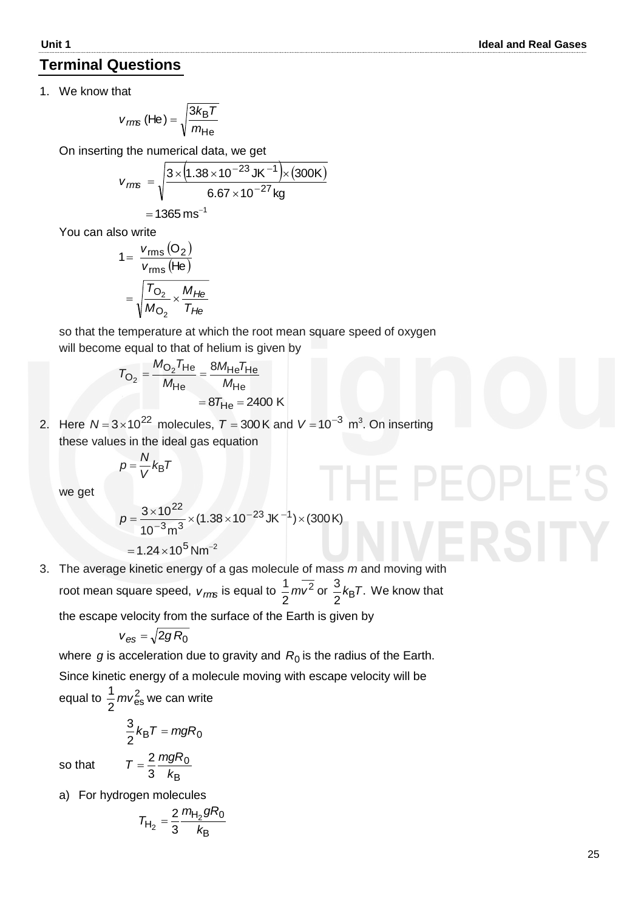## Terminal Questions

1. We know that

$$v_{rms}\,(\text{He}) = \sqrt{\frac{3k_B T}{m_{He}}}$$

On inserting the numerical data, we get

$$v_{rms} = \sqrt{\frac{3\times\left(1.38\times10^{-23}\,\text{JK}^{-1}\right)\times\left(300\text{K}\right)}{6.67\times10^{-27}\,\text{kg}}}$$

$$= 1365\,\text{ms}^{-1}$$

You can also write

$$1 = \frac{v_{\text{rms}}\left(\text{O}_2\right)}{v_{\text{rms}}\left(\text{He}\right)}$$

$$= \sqrt{\frac{T_{O_2}}{M_{O_2}}\times\frac{M_{He}}{T_{He}}}$$

so that the temperature at which the root mean square speed of oxygen will become equal to that of helium is given by

$$T_{O_2} = \frac{M_{O_2}T_{He}}{M_{He}} = \frac{8M_{He}T_{He}}{M_{He}}$$

$$= 8T_{He} = 2400\text{ K}$$

2. Here $N = 3\times10^{22}$ molecules, $T = 300\,\text{K}$ and $V = 10^{-3}$ m$^3$. On inserting these values in the ideal gas equation

$$p = \frac{N}{V}k_B T$$

we get

$$p = \frac{3\times10^{22}}{10^{-3}\text{m}^3}\times(1.38\times10^{-23}\,\text{JK}^{-1})\times(300\,\text{K})$$

$$= 1.24\times10^{5}\,\text{Nm}^{-2}$$

3. The average kinetic energy of a gas molecule of mass $m$ and moving with root mean square speed, $v_{rms}$ is equal to $\frac{1}{2}m\overline{v^2}$ or $\frac{3}{2}k_B T$. We know that the escape velocity from the surface of the Earth is given by

$$v_{es} = \sqrt{2g\,R_0}$$

where $g$ is acceleration due to gravity and $R_0$ is the radius of the Earth. Since kinetic energy of a molecule moving with escape velocity will be equal to $\frac{1}{2}mv_{es}^2$ we can write

$$\frac{3}{2}k_B T = mgR_0$$

so that

$$T = \frac{2}{3}\frac{mgR_0}{k_B}$$

a) For hydrogen molecules

$$T_{H_2} = \frac{2}{3}\frac{m_{H_2}gR_0}{k_B}$$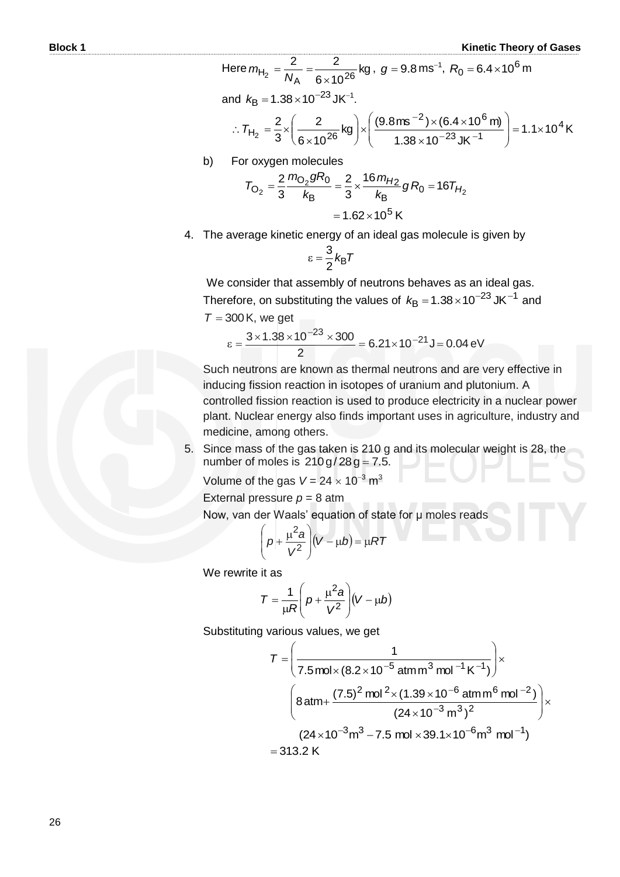Here $m_{H_2} = \dfrac{2}{N_A} = \dfrac{2}{6 \times 10^{26}}$ kg , $g = 9.8\,\text{ms}^{-1}$, $R_0 = 6.4 \times 10^6$ m

and $k_B = 1.38 \times 10^{-23}\,\text{JK}^{-1}$.

$$\therefore T_{H_2} = \frac{2}{3} \times \left(\frac{2}{6 \times 10^{26}}\,\text{kg}\right) \times \left(\frac{(9.8\,\text{ms}^{-2}) \times (6.4 \times 10^6\,\text{m})}{1.38 \times 10^{-23}\,\text{JK}^{-1}}\right) = 1.1 \times 10^4\,\text{K}$$

b) For oxygen molecules

$$T_{O_2} = \frac{2}{3} \frac{m_{O_2} g R_0}{k_B} = \frac{2}{3} \times \frac{16 m_{H2}}{k_B} g R_0 = 16 T_{H_2}$$

$$= 1.62 \times 10^5\,\text{K}$$

4. The average kinetic energy of an ideal gas molecule is given by

$$\varepsilon = \frac{3}{2} k_B T$$

We consider that assembly of neutrons behaves as an ideal gas. Therefore, on substituting the values of $k_B = 1.38 \times 10^{-23}\,\text{JK}^{-1}$ and $T = 300\,\text{K}$, we get

$$\varepsilon = \frac{3 \times 1.38 \times 10^{-23} \times 300}{2} = 6.21 \times 10^{-21}\,\text{J} = 0.04\,\text{eV}$$

Such neutrons are known as thermal neutrons and are very effective in inducing fission reaction in isotopes of uranium and plutonium. A controlled fission reaction is used to produce electricity in a nuclear power plant. Nuclear energy also finds important uses in agriculture, industry and medicine, among others.

5. Since mass of the gas taken is 210 g and its molecular weight is 28, the number of moles is $210\,\text{g}/28\,\text{g} = 7.5$.

Volume of the gas $V = 24 \times 10^{-3}\,\text{m}^3$

External pressure $p = 8$ atm

Now, van der Waals' equation of state for μ moles reads

$$\left(p + \frac{\mu^2 a}{V^2}\right)(V - \mu b) = \mu R T$$

We rewrite it as

$$T = \frac{1}{\mu R}\left(p + \frac{\mu^2 a}{V^2}\right)(V - \mu b)$$

Substituting various values, we get

$$T = \left(\frac{1}{7.5\,\text{mol} \times (8.2 \times 10^{-5}\,\text{atm}\,\text{m}^3\,\text{mol}^{-1}\text{K}^{-1})}\right) \times$$

$$\left(8\,\text{atm} + \frac{(7.5)^2\,\text{mol}^2 \times (1.39 \times 10^{-6}\,\text{atm}\,\text{m}^6\,\text{mol}^{-2})}{(24 \times 10^{-3}\,\text{m}^3)^2}\right) \times$$

$$(24 \times 10^{-3}\text{m}^3 - 7.5\,\text{mol} \times 39.1 \times 10^{-6}\text{m}^3\,\text{mol}^{-1})$$

$$= 313.2\,\text{K}$$